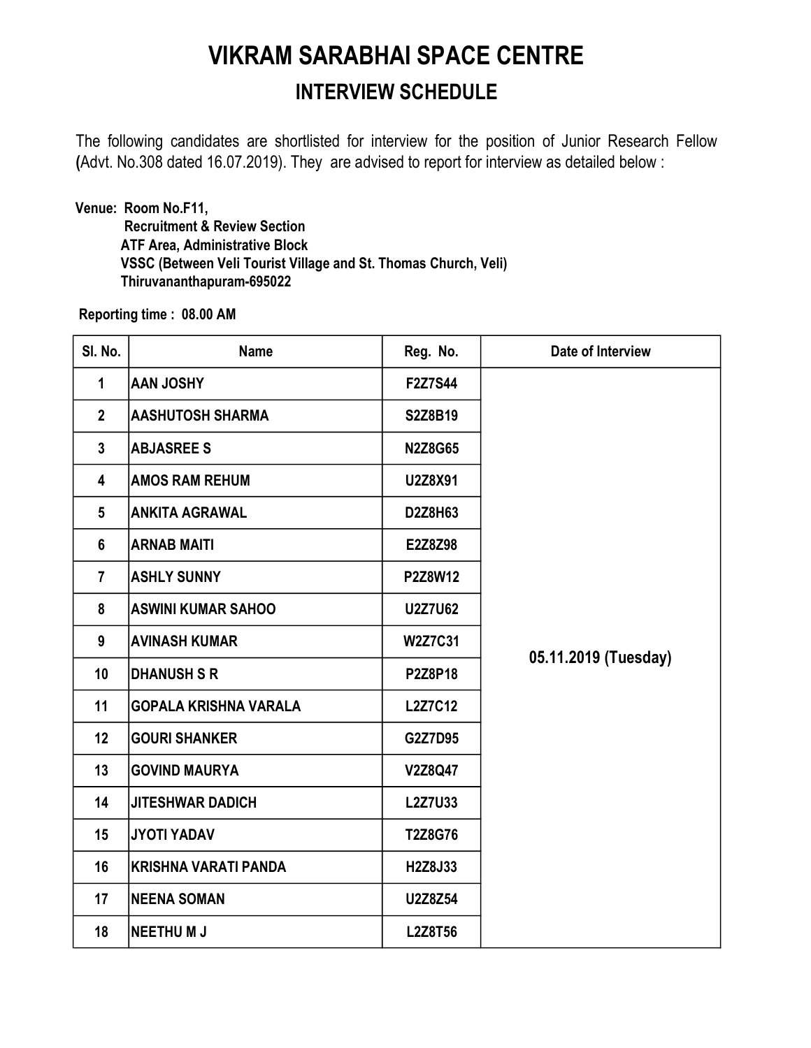# VIKRAM SARABHAI SPACE CENTRE

## INTERVIEW SCHEDULE

The following candidates are shortlisted for interview for the position of Junior Research Fellow (Advt. No.308 dated 16.07.2019). They are advised to report for interview as detailed below :

**Venue: Room No.F11,**
**Recruitment & Review Section**
**ATF Area, Administrative Block**
**VSSC (Between Veli Tourist Village and St. Thomas Church, Veli)**
**Thiruvananthapuram-695022**

**Reporting time : 08.00 AM**

| Sl. No. | Name | Reg. No. | Date of Interview |
|---|---|---|---|
| 1 | AAN JOSHY | F2Z7S44 | 05.11.2019 (Tuesday) |
| 2 | AASHUTOSH SHARMA | S2Z8B19 | |
| 3 | ABJASREE S | N2Z8G65 | |
| 4 | AMOS RAM REHUM | U2Z8X91 | |
| 5 | ANKITA AGRAWAL | D2Z8H63 | |
| 6 | ARNAB MAITI | E2Z8Z98 | |
| 7 | ASHLY SUNNY | P2Z8W12 | |
| 8 | ASWINI KUMAR SAHOO | U2Z7U62 | |
| 9 | AVINASH KUMAR | W2Z7C31 | |
| 10 | DHANUSH S R | P2Z8P18 | |
| 11 | GOPALA KRISHNA VARALA | L2Z7C12 | |
| 12 | GOURI SHANKER | G2Z7D95 | |
| 13 | GOVIND MAURYA | V2Z8Q47 | |
| 14 | JITESHWAR DADICH | L2Z7U33 | |
| 15 | JYOTI YADAV | T2Z8G76 | |
| 16 | KRISHNA VARATI PANDA | H2Z8J33 | |
| 17 | NEENA SOMAN | U2Z8Z54 | |
| 18 | NEETHU M J | L2Z8T56 | |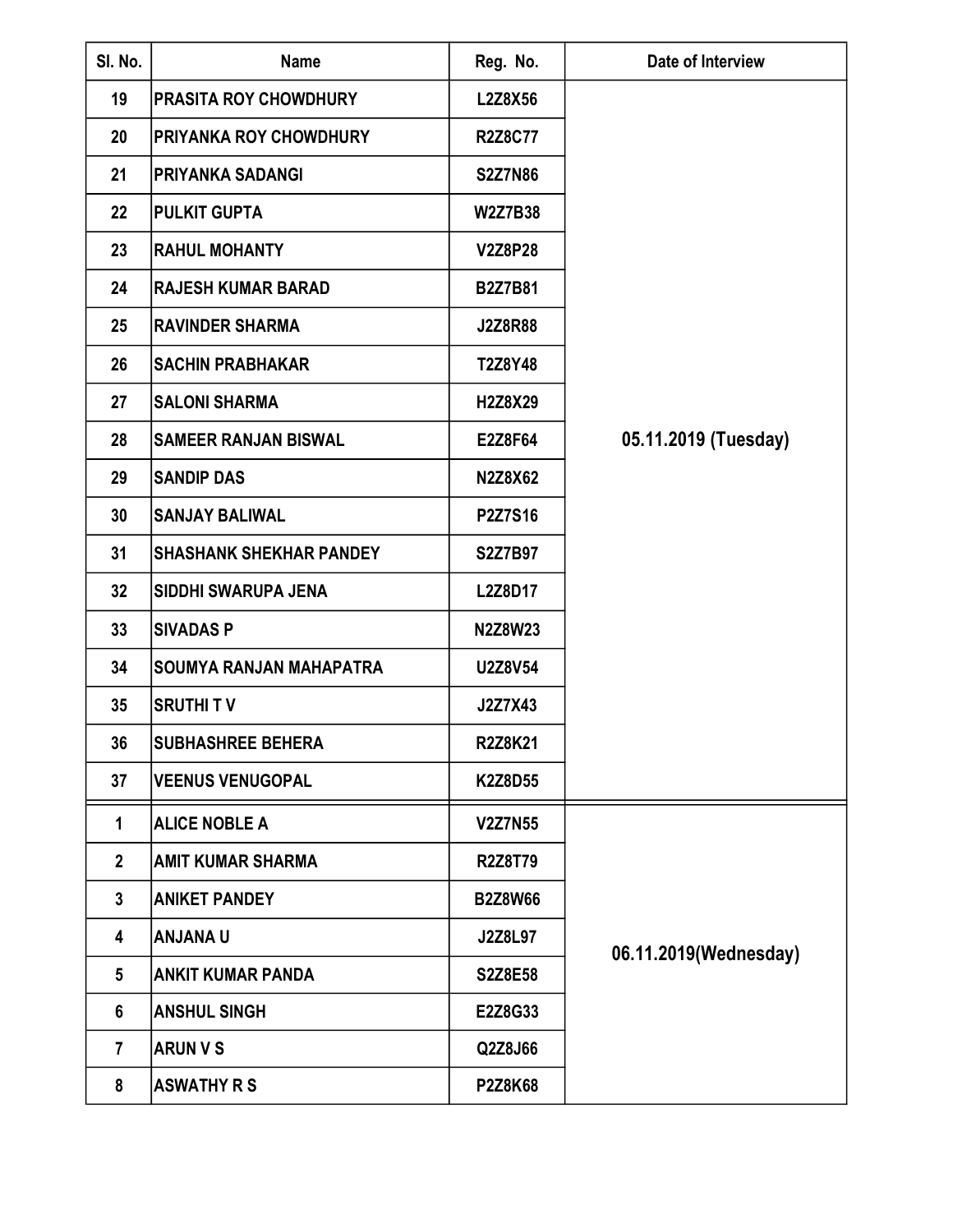| Sl. No. | Name | Reg. No. | Date of Interview |
|---|---|---|---|
| 19 | PRASITA ROY CHOWDHURY | L2Z8X56 | 05.11.2019 (Tuesday) |
| 20 | PRIYANKA ROY CHOWDHURY | R2Z8C77 | |
| 21 | PRIYANKA SADANGI | S2Z7N86 | |
| 22 | PULKIT GUPTA | W2Z7B38 | |
| 23 | RAHUL MOHANTY | V2Z8P28 | |
| 24 | RAJESH KUMAR BARAD | B2Z7B81 | |
| 25 | RAVINDER SHARMA | J2Z8R88 | |
| 26 | SACHIN PRABHAKAR | T2Z8Y48 | |
| 27 | SALONI SHARMA | H2Z8X29 | |
| 28 | SAMEER RANJAN BISWAL | E2Z8F64 | |
| 29 | SANDIP DAS | N2Z8X62 | |
| 30 | SANJAY BALIWAL | P2Z7S16 | |
| 31 | SHASHANK SHEKHAR PANDEY | S2Z7B97 | |
| 32 | SIDDHI SWARUPA JENA | L2Z8D17 | |
| 33 | SIVADAS P | N2Z8W23 | |
| 34 | SOUMYA RANJAN MAHAPATRA | U2Z8V54 | |
| 35 | SRUTHI T V | J2Z7X43 | |
| 36 | SUBHASHREE BEHERA | R2Z8K21 | |
| 37 | VEENUS VENUGOPAL | K2Z8D55 | |
| 1 | ALICE NOBLE A | V2Z7N55 | 06.11.2019(Wednesday) |
| 2 | AMIT KUMAR SHARMA | R2Z8T79 | |
| 3 | ANIKET PANDEY | B2Z8W66 | |
| 4 | ANJANA U | J2Z8L97 | |
| 5 | ANKIT KUMAR PANDA | S2Z8E58 | |
| 6 | ANSHUL SINGH | E2Z8G33 | |
| 7 | ARUN V S | Q2Z8J66 | |
| 8 | ASWATHY R S | P2Z8K68 | |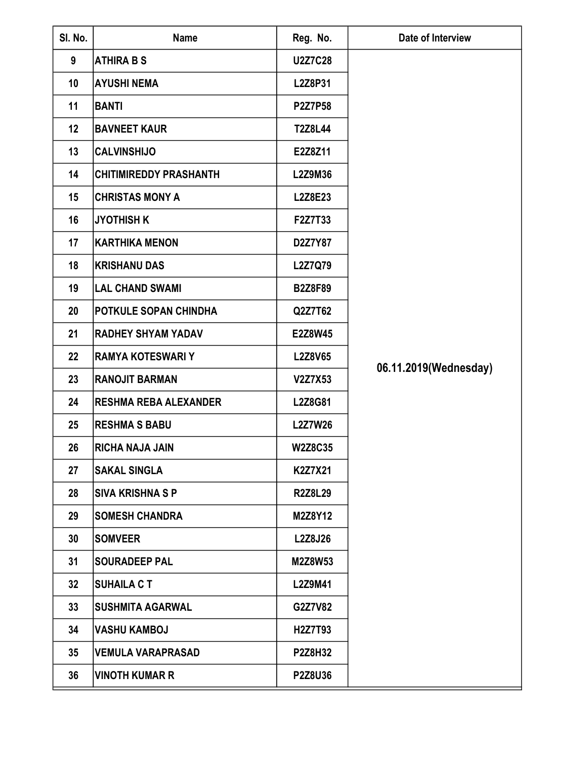| Sl. No. | Name | Reg. No. | Date of Interview |
| --- | --- | --- | --- |
| 9 | ATHIRA B S | U2Z7C28 | 06.11.2019(Wednesday) |
| 10 | AYUSHI NEMA | L2Z8P31 | |
| 11 | BANTI | P2Z7P58 | |
| 12 | BAVNEET KAUR | T2Z8L44 | |
| 13 | CALVINSHIJO | E2Z8Z11 | |
| 14 | CHITIMIREDDY PRASHANTH | L2Z9M36 | |
| 15 | CHRISTAS MONY A | L2Z8E23 | |
| 16 | JYOTHISH K | F2Z7T33 | |
| 17 | KARTHIKA MENON | D2Z7Y87 | |
| 18 | KRISHANU DAS | L2Z7Q79 | |
| 19 | LAL CHAND SWAMI | B2Z8F89 | |
| 20 | POTKULE SOPAN CHINDHA | Q2Z7T62 | |
| 21 | RADHEY SHYAM YADAV | E2Z8W45 | |
| 22 | RAMYA KOTESWARI Y | L2Z8V65 | |
| 23 | RANOJIT BARMAN | V2Z7X53 | |
| 24 | RESHMA REBA ALEXANDER | L2Z8G81 | |
| 25 | RESHMA S BABU | L2Z7W26 | |
| 26 | RICHA NAJA JAIN | W2Z8C35 | |
| 27 | SAKAL SINGLA | K2Z7X21 | |
| 28 | SIVA KRISHNA S P | R2Z8L29 | |
| 29 | SOMESH CHANDRA | M2Z8Y12 | |
| 30 | SOMVEER | L2Z8J26 | |
| 31 | SOURADEEP PAL | M2Z8W53 | |
| 32 | SUHAILA C T | L2Z9M41 | |
| 33 | SUSHMITA AGARWAL | G2Z7V82 | |
| 34 | VASHU KAMBOJ | H2Z7T93 | |
| 35 | VEMULA VARAPRASAD | P2Z8H32 | |
| 36 | VINOTH KUMAR R | P2Z8U36 | |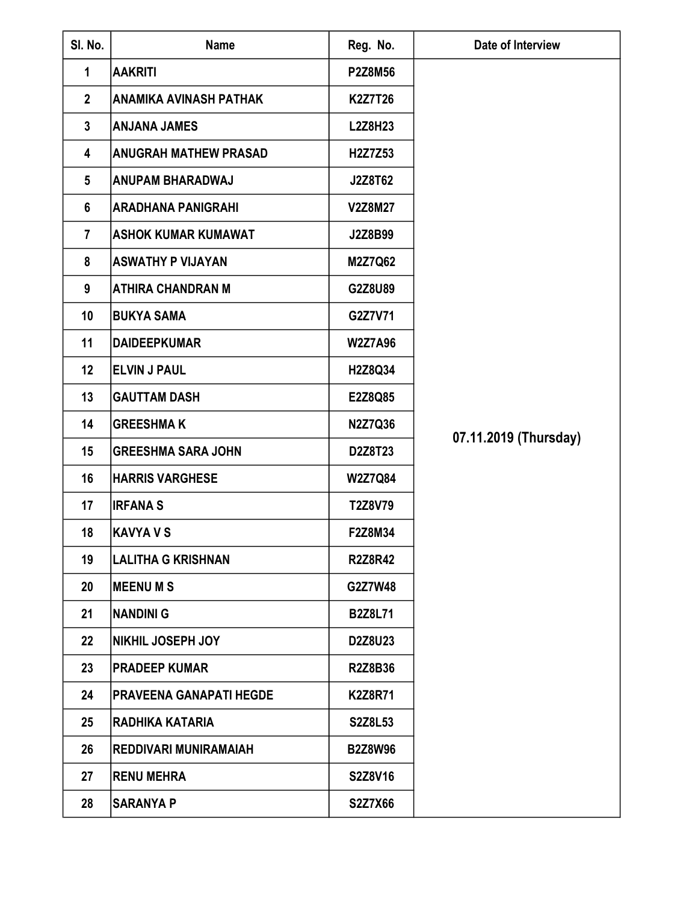| Sl. No. | Name | Reg. No. | Date of Interview |
|---|---|---|---|
| 1 | AAKRITI | P2Z8M56 | 07.11.2019 (Thursday) |
| 2 | ANAMIKA AVINASH PATHAK | K2Z7T26 | |
| 3 | ANJANA JAMES | L2Z8H23 | |
| 4 | ANUGRAH MATHEW PRASAD | H2Z7Z53 | |
| 5 | ANUPAM BHARADWAJ | J2Z8T62 | |
| 6 | ARADHANA PANIGRAHI | V2Z8M27 | |
| 7 | ASHOK KUMAR KUMAWAT | J2Z8B99 | |
| 8 | ASWATHY P VIJAYAN | M2Z7Q62 | |
| 9 | ATHIRA CHANDRAN M | G2Z8U89 | |
| 10 | BUKYA SAMA | G2Z7V71 | |
| 11 | DAIDEEPKUMAR | W2Z7A96 | |
| 12 | ELVIN J PAUL | H2Z8Q34 | |
| 13 | GAUTTAM DASH | E2Z8Q85 | |
| 14 | GREESHMA K | N2Z7Q36 | |
| 15 | GREESHMA SARA JOHN | D2Z8T23 | |
| 16 | HARRIS VARGHESE | W2Z7Q84 | |
| 17 | IRFANA S | T2Z8V79 | |
| 18 | KAVYA V S | F2Z8M34 | |
| 19 | LALITHA G KRISHNAN | R2Z8R42 | |
| 20 | MEENU M S | G2Z7W48 | |
| 21 | NANDINI G | B2Z8L71 | |
| 22 | NIKHIL JOSEPH JOY | D2Z8U23 | |
| 23 | PRADEEP KUMAR | R2Z8B36 | |
| 24 | PRAVEENA GANAPATI HEGDE | K2Z8R71 | |
| 25 | RADHIKA KATARIA | S2Z8L53 | |
| 26 | REDDIVARI MUNIRAMAIAH | B2Z8W96 | |
| 27 | RENU MEHRA | S2Z8V16 | |
| 28 | SARANYA P | S2Z7X66 | |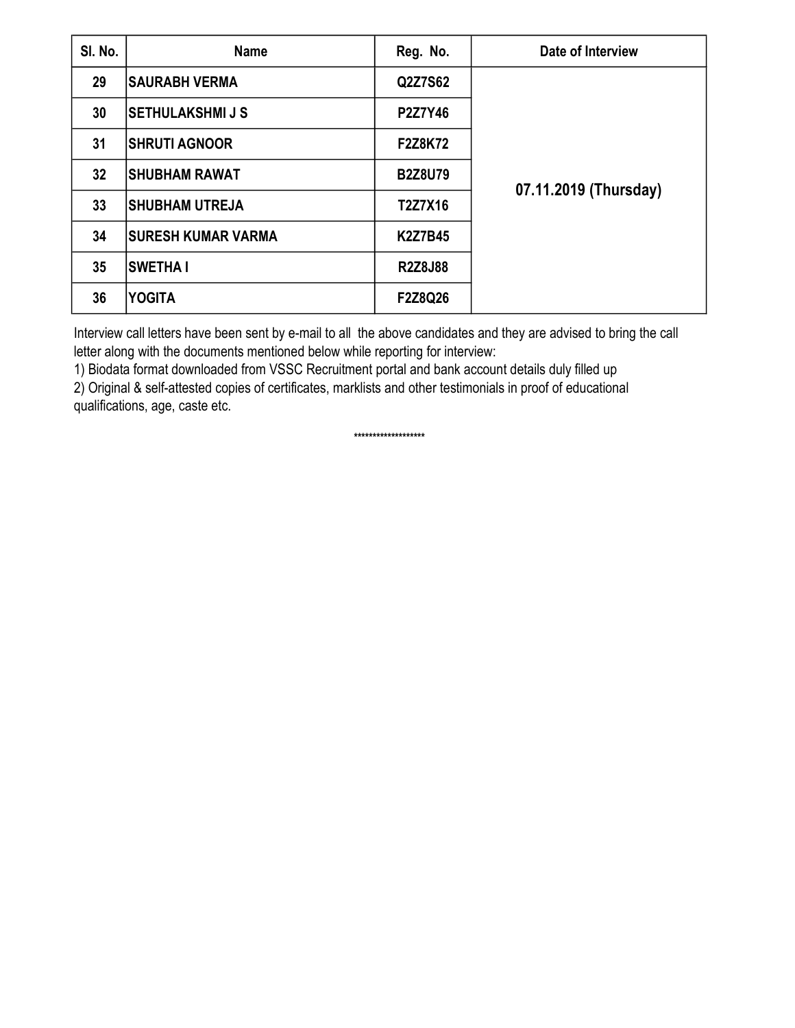| Sl. No. | Name | Reg. No. | Date of Interview |
|---|---|---|---|
| 29 | SAURABH VERMA | Q2Z7S62 | 07.11.2019 (Thursday) |
| 30 | SETHULAKSHMI J S | P2Z7Y46 | |
| 31 | SHRUTI AGNOOR | F2Z8K72 | |
| 32 | SHUBHAM RAWAT | B2Z8U79 | |
| 33 | SHUBHAM UTREJA | T2Z7X16 | |
| 34 | SURESH KUMAR VARMA | K2Z7B45 | |
| 35 | SWETHA I | R2Z8J88 | |
| 36 | YOGITA | F2Z8Q26 | |

Interview call letters have been sent by e-mail to all the above candidates and they are advised to bring the call letter along with the documents mentioned below while reporting for interview:

1) Biodata format downloaded from VSSC Recruitment portal and bank account details duly filled up

2) Original & self-attested copies of certificates, marklists and other testimonials in proof of educational qualifications, age, caste etc.

*******************